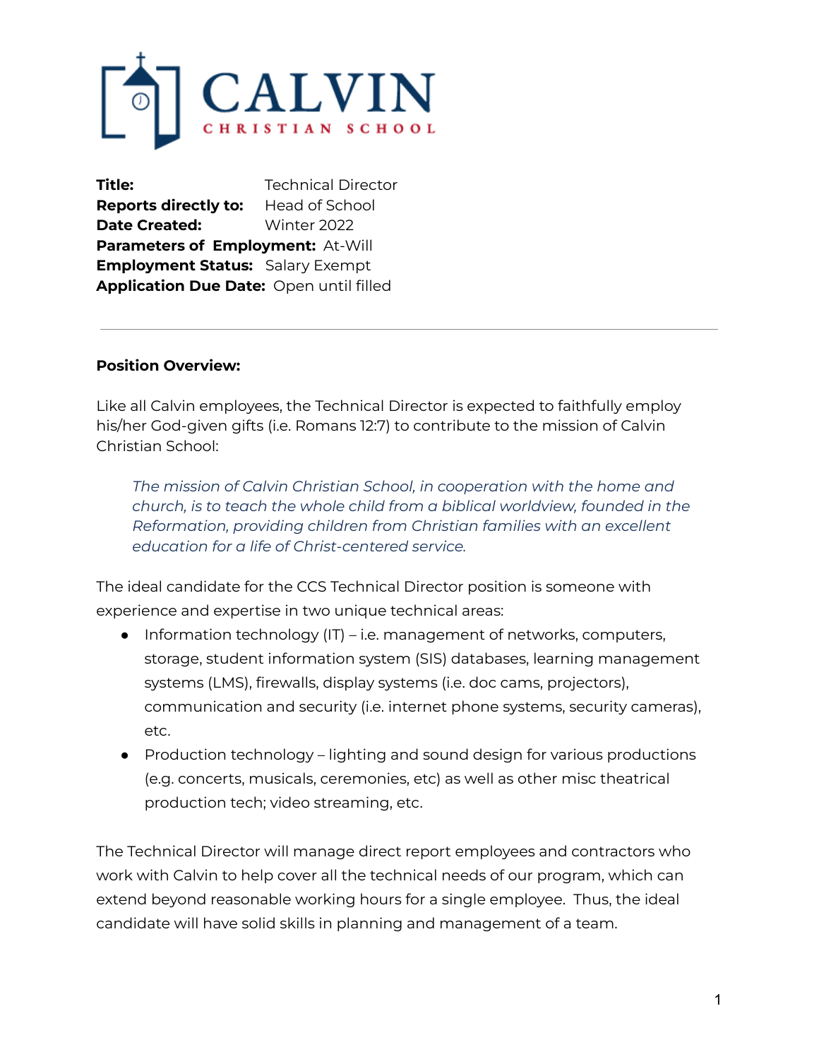# CALVIN CHRISTIAN SCHOOL

**Title:** Technical Director
**Reports directly to:** Head of School
**Date Created:** Winter 2022
**Parameters of Employment:** At-Will
**Employment Status:** Salary Exempt
**Application Due Date:** Open until filled

---

**Position Overview:**

Like all Calvin employees, the Technical Director is expected to faithfully employ his/her God-given gifts (i.e. Romans 12:7) to contribute to the mission of Calvin Christian School:

> *The mission of Calvin Christian School, in cooperation with the home and church, is to teach the whole child from a biblical worldview, founded in the Reformation, providing children from Christian families with an excellent education for a life of Christ-centered service.*

The ideal candidate for the CCS Technical Director position is someone with experience and expertise in two unique technical areas:

- Information technology (IT) – i.e. management of networks, computers, storage, student information system (SIS) databases, learning management systems (LMS), firewalls, display systems (i.e. doc cams, projectors), communication and security (i.e. internet phone systems, security cameras), etc.
- Production technology – lighting and sound design for various productions (e.g. concerts, musicals, ceremonies, etc) as well as other misc theatrical production tech; video streaming, etc.

The Technical Director will manage direct report employees and contractors who work with Calvin to help cover all the technical needs of our program, which can extend beyond reasonable working hours for a single employee. Thus, the ideal candidate will have solid skills in planning and management of a team.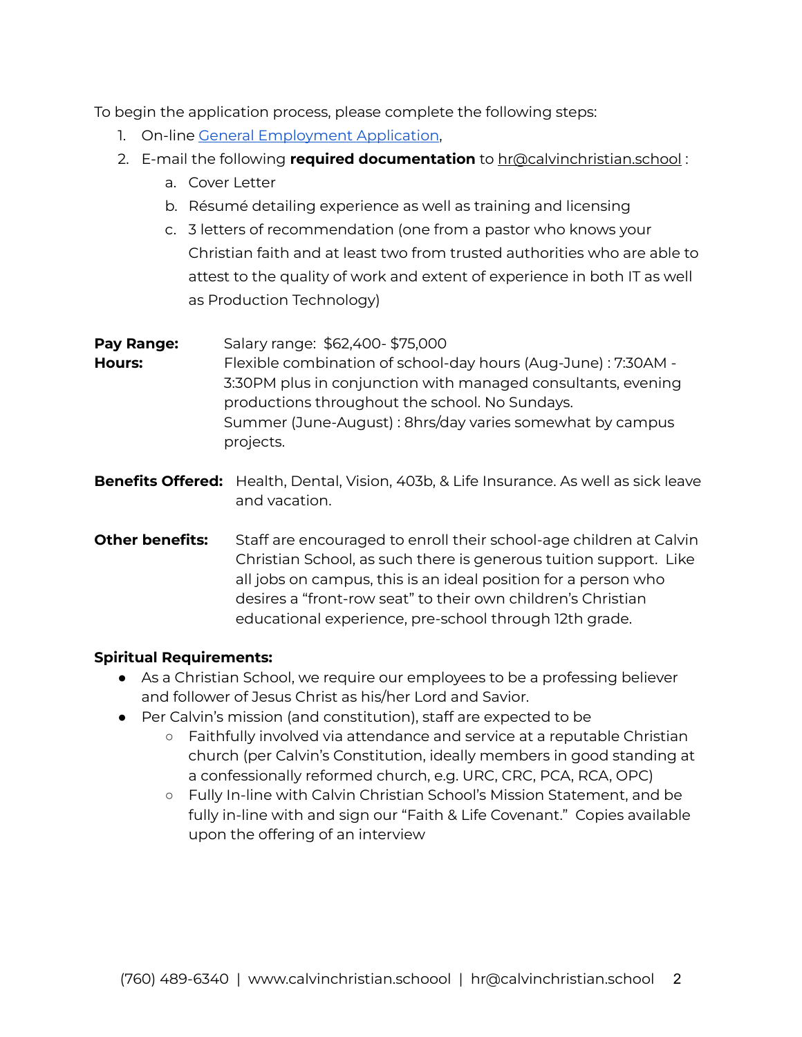To begin the application process, please complete the following steps:

1. On-line [General Employment Application](),
2. E-mail the following **required documentation** to hr@calvinchristian.school :
   a. Cover Letter
   b. Résumé detailing experience as well as training and licensing
   c. 3 letters of recommendation (one from a pastor who knows your Christian faith and at least two from trusted authorities who are able to attest to the quality of work and extent of experience in both IT as well as Production Technology)

**Pay Range:** Salary range: $62,400- $75,000

**Hours:** Flexible combination of school-day hours (Aug-June) : 7:30AM - 3:30PM plus in conjunction with managed consultants, evening productions throughout the school. No Sundays.
Summer (June-August) : 8hrs/day varies somewhat by campus projects.

**Benefits Offered:** Health, Dental, Vision, 403b, & Life Insurance. As well as sick leave and vacation.

**Other benefits:** Staff are encouraged to enroll their school-age children at Calvin Christian School, as such there is generous tuition support. Like all jobs on campus, this is an ideal position for a person who desires a "front-row seat" to their own children's Christian educational experience, pre-school through 12th grade.

**Spiritual Requirements:**

- As a Christian School, we require our employees to be a professing believer and follower of Jesus Christ as his/her Lord and Savior.
- Per Calvin's mission (and constitution), staff are expected to be
  - Faithfully involved via attendance and service at a reputable Christian church (per Calvin's Constitution, ideally members in good standing at a confessionally reformed church, e.g. URC, CRC, PCA, RCA, OPC)
  - Fully In-line with Calvin Christian School's Mission Statement, and be fully in-line with and sign our "Faith & Life Covenant." Copies available upon the offering of an interview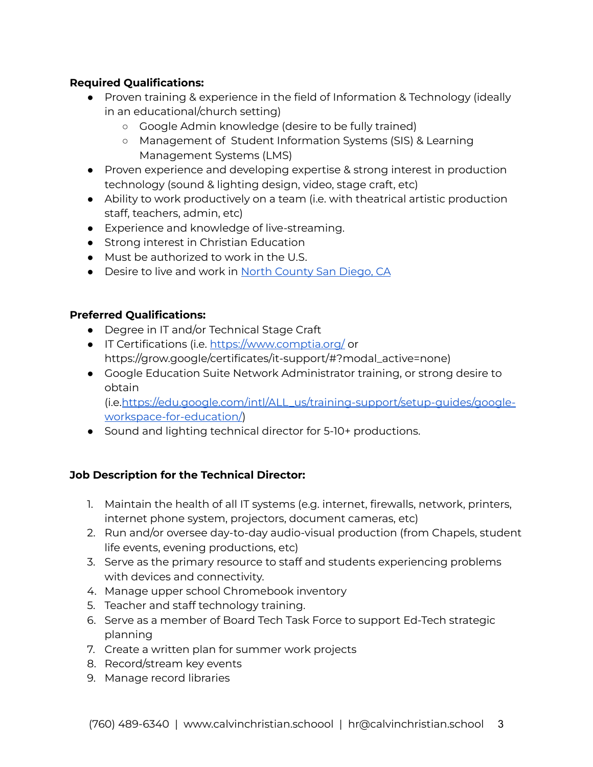**Required Qualifications:**

- Proven training & experience in the field of Information & Technology (ideally in an educational/church setting)
  - Google Admin knowledge (desire to be fully trained)
  - Management of Student Information Systems (SIS) & Learning Management Systems (LMS)
- Proven experience and developing expertise & strong interest in production technology (sound & lighting design, video, stage craft, etc)
- Ability to work productively on a team (i.e. with theatrical artistic production staff, teachers, admin, etc)
- Experience and knowledge of live-streaming.
- Strong interest in Christian Education
- Must be authorized to work in the U.S.
- Desire to live and work in [North County San Diego, CA]()

**Preferred Qualifications:**

- Degree in IT and/or Technical Stage Craft
- IT Certifications (i.e. [https://www.comptia.org/](https://www.comptia.org/) or https://grow.google/certificates/it-support/#?modal_active=none)
- Google Education Suite Network Administrator training, or strong desire to obtain (i.e.[https://edu.google.com/intl/ALL_us/training-support/setup-guides/google-workspace-for-education/](https://edu.google.com/intl/ALL_us/training-support/setup-guides/google-workspace-for-education/))
- Sound and lighting technical director for 5-10+ productions.

**Job Description for the Technical Director:**

1. Maintain the health of all IT systems (e.g. internet, firewalls, network, printers, internet phone system, projectors, document cameras, etc)
2. Run and/or oversee day-to-day audio-visual production (from Chapels, student life events, evening productions, etc)
3. Serve as the primary resource to staff and students experiencing problems with devices and connectivity.
4. Manage upper school Chromebook inventory
5. Teacher and staff technology training.
6. Serve as a member of Board Tech Task Force to support Ed-Tech strategic planning
7. Create a written plan for summer work projects
8. Record/stream key events
9. Manage record libraries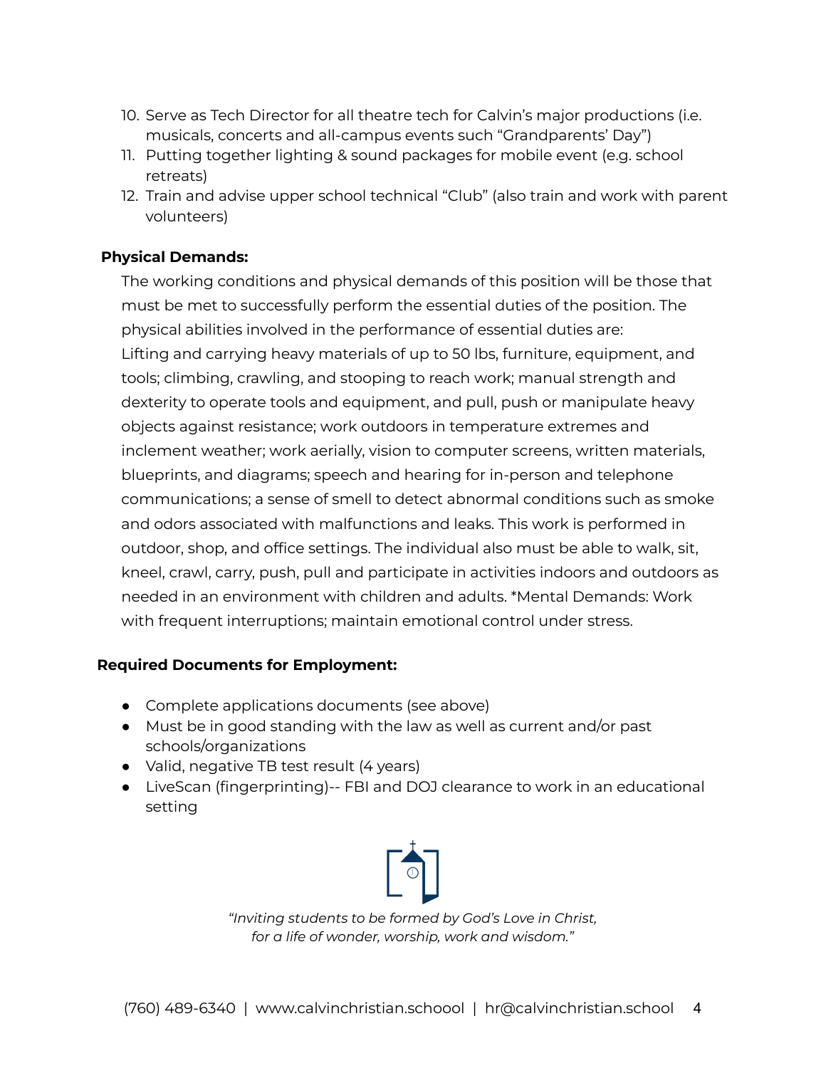10. Serve as Tech Director for all theatre tech for Calvin's major productions (i.e. musicals, concerts and all-campus events such "Grandparents' Day")
11. Putting together lighting & sound packages for mobile event (e.g. school retreats)
12. Train and advise upper school technical "Club" (also train and work with parent volunteers)

**Physical Demands:**

The working conditions and physical demands of this position will be those that must be met to successfully perform the essential duties of the position. The physical abilities involved in the performance of essential duties are: Lifting and carrying heavy materials of up to 50 lbs, furniture, equipment, and tools; climbing, crawling, and stooping to reach work; manual strength and dexterity to operate tools and equipment, and pull, push or manipulate heavy objects against resistance; work outdoors in temperature extremes and inclement weather; work aerially, vision to computer screens, written materials, blueprints, and diagrams; speech and hearing for in-person and telephone communications; a sense of smell to detect abnormal conditions such as smoke and odors associated with malfunctions and leaks. This work is performed in outdoor, shop, and office settings. The individual also must be able to walk, sit, kneel, crawl, carry, push, pull and participate in activities indoors and outdoors as needed in an environment with children and adults. *Mental Demands: Work with frequent interruptions; maintain emotional control under stress.

**Required Documents for Employment:**

- Complete applications documents (see above)
- Must be in good standing with the law as well as current and/or past schools/organizations
- Valid, negative TB test result (4 years)
- LiveScan (fingerprinting)-- FBI and DOJ clearance to work in an educational setting

*"Inviting students to be formed by God's Love in Christ, for a life of wonder, worship, work and wisdom."*

(760) 489-6340 | www.calvinchristian.schoool | hr@calvinchristian.school